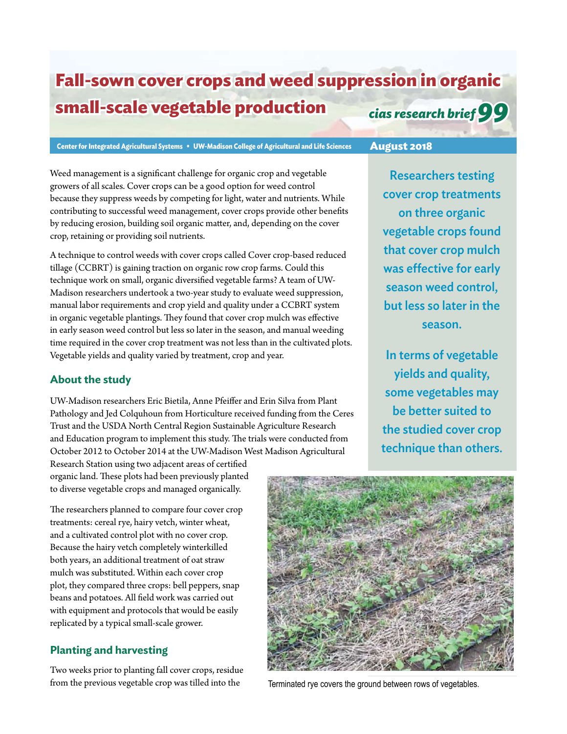# Fall-sown cover crops and weed suppression in organic small-scale vegetable production

*cias research brief 99*

Center for Integrated Agricultural Systems • UW-Madison College of Agricultural and Life Sciences

**August 2018**

Weed management is a significant challenge for organic crop and vegetable growers of all scales. Cover crops can be a good option for weed control because they suppress weeds by competing for light, water and nutrients. While contributing to successful weed management, cover crops provide other benefits by reducing erosion, building soil organic matter, and, depending on the cover crop, retaining or providing soil nutrients.

A technique to control weeds with cover crops called Cover crop-based reduced tillage (CCBRT) is gaining traction on organic row crop farms. Could this technique work on small, organic diversified vegetable farms? A team of UW-Madison researchers undertook a two-year study to evaluate weed suppression, manual labor requirements and crop yield and quality under a CCBRT system in organic vegetable plantings. They found that cover crop mulch was effective in early season weed control but less so later in the season, and manual weeding time required in the cover crop treatment was not less than in the cultivated plots. Vegetable yields and quality varied by treatment, crop and year.

**Researchers testing cover crop treatments on three organic vegetable crops found that cover crop mulch was effective for early season weed control, but less so later in the season.**

**In terms of vegetable yields and quality, some vegetables may be better suited to the studied cover crop technique than others.**

## About the study

UW-Madison researchers Eric Bietila, Anne Pfeiffer and Erin Silva from Plant Pathology and Jed Colquhoun from Horticulture received funding from the Ceres Trust and the USDA North Central Region Sustainable Agriculture Research and Education program to implement this study. The trials were conducted from October 2012 to October 2014 at the UW-Madison West Madison Agricultural Research Station using two adjacent areas of certified organic land. These plots had been previously planted to diverse vegetable crops and managed organically.

The researchers planned to compare four cover crop treatments: cereal rye, hairy vetch, winter wheat, and a cultivated control plot with no cover crop. Because the hairy vetch completely winterkilled both years, an additional treatment of oat straw mulch was substituted. Within each cover crop plot, they compared three crops: bell peppers, snap beans and potatoes. All field work was carried out with equipment and protocols that would be easily replicated by a typical small-scale grower.

Terminated rye covers the ground between rows of vegetables.

## Planting and harvesting

Two weeks prior to planting fall cover crops, residue from the previous vegetable crop was tilled into the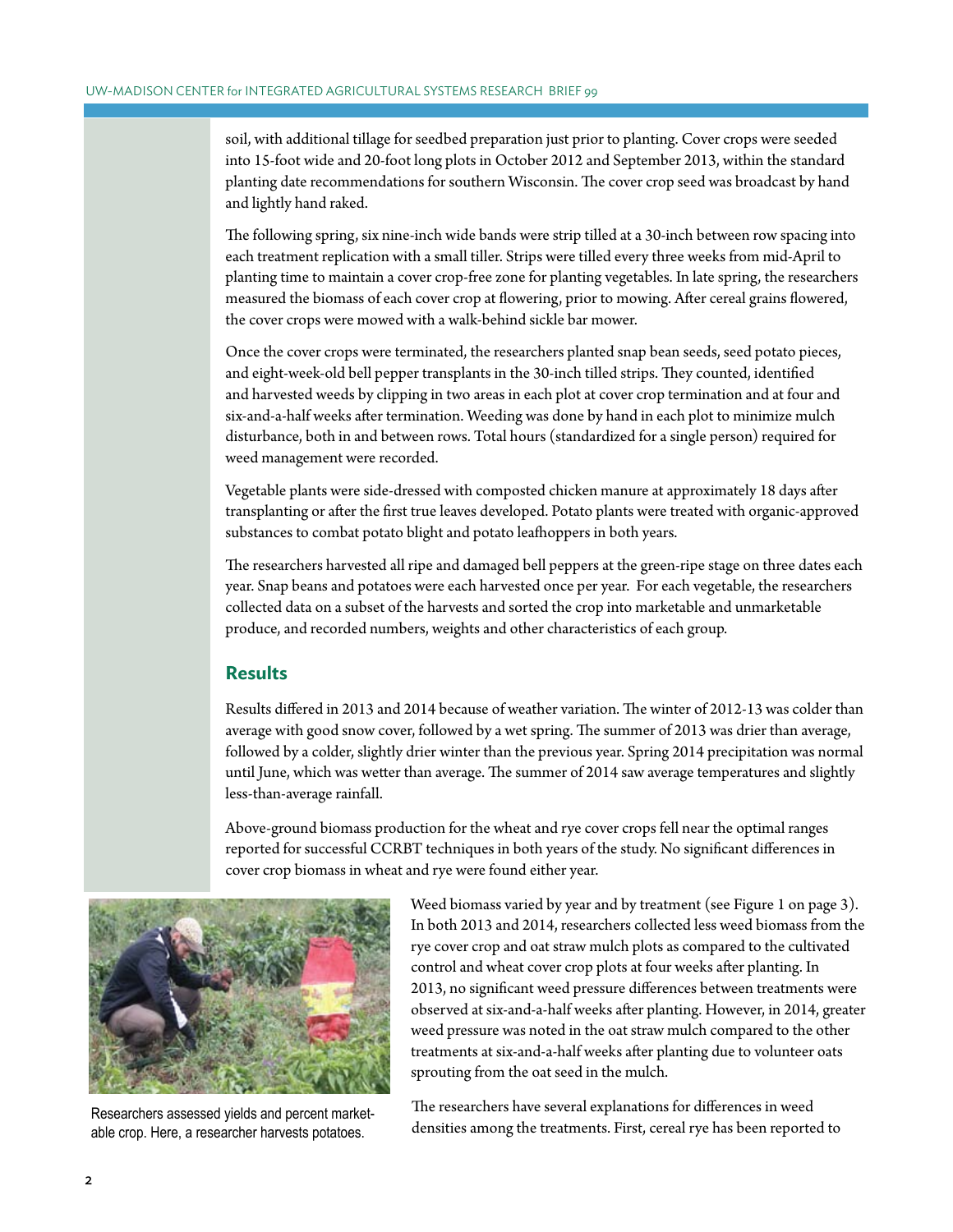soil, with additional tillage for seedbed preparation just prior to planting. Cover crops were seeded into 15-foot wide and 20-foot long plots in October 2012 and September 2013, within the standard planting date recommendations for southern Wisconsin. The cover crop seed was broadcast by hand and lightly hand raked.

The following spring, six nine-inch wide bands were strip tilled at a 30-inch between row spacing into each treatment replication with a small tiller. Strips were tilled every three weeks from mid-April to planting time to maintain a cover crop-free zone for planting vegetables. In late spring, the researchers measured the biomass of each cover crop at flowering, prior to mowing. After cereal grains flowered, the cover crops were mowed with a walk-behind sickle bar mower.

Once the cover crops were terminated, the researchers planted snap bean seeds, seed potato pieces, and eight-week-old bell pepper transplants in the 30-inch tilled strips. They counted, identified and harvested weeds by clipping in two areas in each plot at cover crop termination and at four and six-and-a-half weeks after termination. Weeding was done by hand in each plot to minimize mulch disturbance, both in and between rows. Total hours (standardized for a single person) required for weed management were recorded.

Vegetable plants were side-dressed with composted chicken manure at approximately 18 days after transplanting or after the first true leaves developed. Potato plants were treated with organic-approved substances to combat potato blight and potato leafhoppers in both years.

The researchers harvested all ripe and damaged bell peppers at the green-ripe stage on three dates each year. Snap beans and potatoes were each harvested once per year. For each vegetable, the researchers collected data on a subset of the harvests and sorted the crop into marketable and unmarketable produce, and recorded numbers, weights and other characteristics of each group.

## Results

Results differed in 2013 and 2014 because of weather variation. The winter of 2012-13 was colder than average with good snow cover, followed by a wet spring. The summer of 2013 was drier than average, followed by a colder, slightly drier winter than the previous year. Spring 2014 precipitation was normal until June, which was wetter than average. The summer of 2014 saw average temperatures and slightly less-than-average rainfall.

Above-ground biomass production for the wheat and rye cover crops fell near the optimal ranges reported for successful CCRBT techniques in both years of the study. No significant differences in cover crop biomass in wheat and rye were found either year.

Researchers assessed yields and percent marketable crop. Here, a researcher harvests potatoes.

Weed biomass varied by year and by treatment (see Figure 1 on page 3). In both 2013 and 2014, researchers collected less weed biomass from the rye cover crop and oat straw mulch plots as compared to the cultivated control and wheat cover crop plots at four weeks after planting. In 2013, no significant weed pressure differences between treatments were observed at six-and-a-half weeks after planting. However, in 2014, greater weed pressure was noted in the oat straw mulch compared to the other treatments at six-and-a-half weeks after planting due to volunteer oats sprouting from the oat seed in the mulch.

The researchers have several explanations for differences in weed densities among the treatments. First, cereal rye has been reported to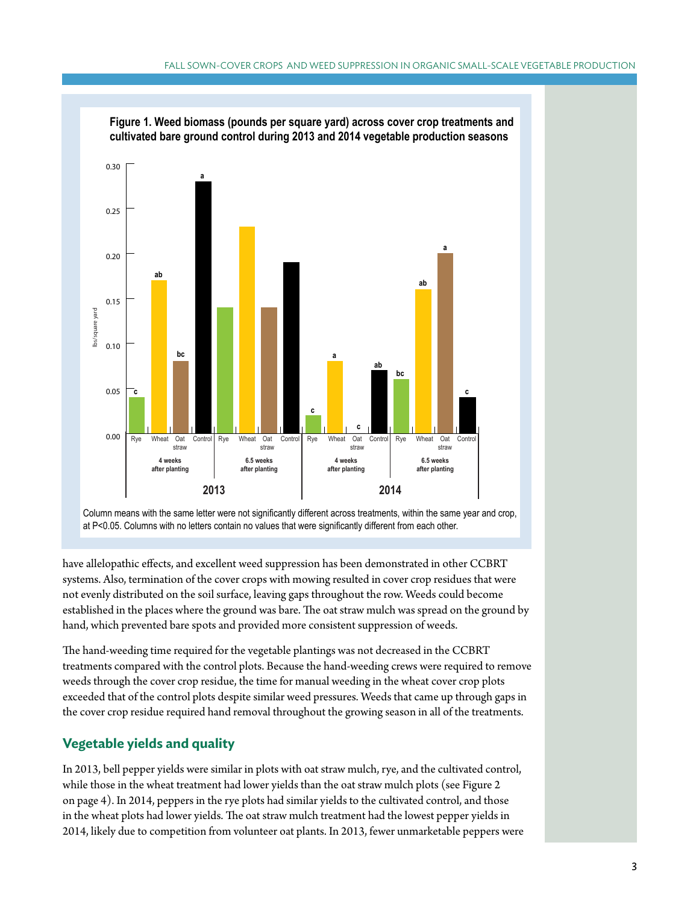**Figure 1. Weed biomass (pounds per square yard) across cover crop treatments and cultivated bare ground control during 2013 and 2014 vegetable production seasons**

Column means with the same letter were not significantly different across treatments, within the same year and crop, at P<0.05. Columns with no letters contain no values that were significantly different from each other.

have allelopathic effects, and excellent weed suppression has been demonstrated in other CCBRT systems. Also, termination of the cover crops with mowing resulted in cover crop residues that were not evenly distributed on the soil surface, leaving gaps throughout the row. Weeds could become established in the places where the ground was bare. The oat straw mulch was spread on the ground by hand, which prevented bare spots and provided more consistent suppression of weeds.

The hand-weeding time required for the vegetable plantings was not decreased in the CCBRT treatments compared with the control plots. Because the hand-weeding crews were required to remove weeds through the cover crop residue, the time for manual weeding in the wheat cover crop plots exceeded that of the control plots despite similar weed pressures. Weeds that came up through gaps in the cover crop residue required hand removal throughout the growing season in all of the treatments.

## Vegetable yields and quality

In 2013, bell pepper yields were similar in plots with oat straw mulch, rye, and the cultivated control, while those in the wheat treatment had lower yields than the oat straw mulch plots (see Figure 2 on page 4). In 2014, peppers in the rye plots had similar yields to the cultivated control, and those in the wheat plots had lower yields. The oat straw mulch treatment had the lowest pepper yields in 2014, likely due to competition from volunteer oat plants. In 2013, fewer unmarketable peppers were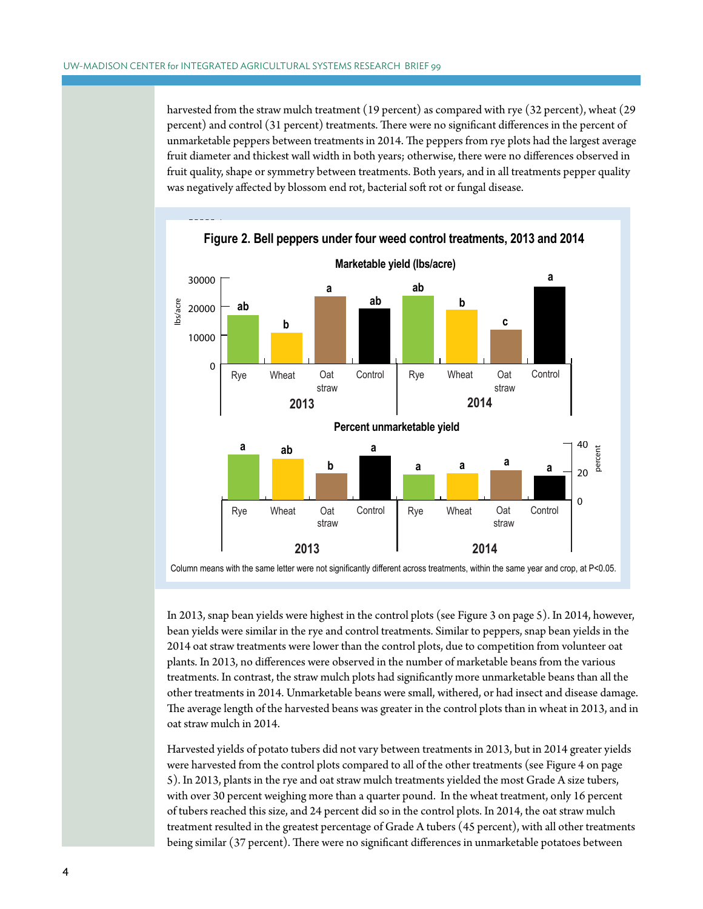harvested from the straw mulch treatment (19 percent) as compared with rye (32 percent), wheat (29 percent) and control (31 percent) treatments. There were no significant differences in the percent of unmarketable peppers between treatments in 2014. The peppers from rye plots had the largest average fruit diameter and thickest wall width in both years; otherwise, there were no differences observed in fruit quality, shape or symmetry between treatments. Both years, and in all treatments pepper quality was negatively affected by blossom end rot, bacterial soft rot or fungal disease.

**Figure 2. Bell peppers under four weed control treatments, 2013 and 2014**

**Marketable yield (lbs/acre)**

| Year | Treatment | Significance letter |
|---|---|---|
| 2013 | Rye | ab |
| 2013 | Wheat | b |
| 2013 | Oat straw | a |
| 2013 | Control | ab |
| 2014 | Rye | ab |
| 2014 | Wheat | b |
| 2014 | Oat straw | c |
| 2014 | Control | a |

**Percent unmarketable yield**

| Year | Treatment | Significance letter |
|---|---|---|
| 2013 | Rye | a |
| 2013 | Wheat | ab |
| 2013 | Oat straw | b |
| 2013 | Control | a |
| 2014 | Rye | a |
| 2014 | Wheat | a |
| 2014 | Oat straw | a |
| 2014 | Control | a |

Column means with the same letter were not significantly different across treatments, within the same year and crop, at P<0.05.

In 2013, snap bean yields were highest in the control plots (see Figure 3 on page 5). In 2014, however, bean yields were similar in the rye and control treatments. Similar to peppers, snap bean yields in the 2014 oat straw treatments were lower than the control plots, due to competition from volunteer oat plants. In 2013, no differences were observed in the number of marketable beans from the various treatments. In contrast, the straw mulch plots had significantly more unmarketable beans than all the other treatments in 2014. Unmarketable beans were small, withered, or had insect and disease damage. The average length of the harvested beans was greater in the control plots than in wheat in 2013, and in oat straw mulch in 2014.

Harvested yields of potato tubers did not vary between treatments in 2013, but in 2014 greater yields were harvested from the control plots compared to all of the other treatments (see Figure 4 on page 5). In 2013, plants in the rye and oat straw mulch treatments yielded the most Grade A size tubers, with over 30 percent weighing more than a quarter pound. In the wheat treatment, only 16 percent of tubers reached this size, and 24 percent did so in the control plots. In 2014, the oat straw mulch treatment resulted in the greatest percentage of Grade A tubers (45 percent), with all other treatments being similar (37 percent). There were no significant differences in unmarketable potatoes between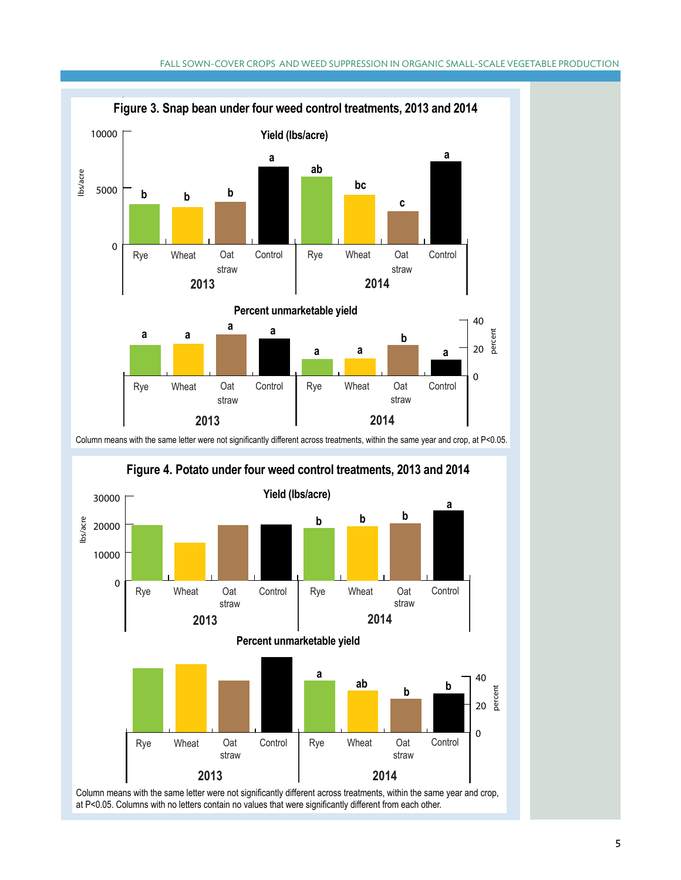## Figure 3. Snap bean under four weed control treatments, 2013 and 2014

**Yield (lbs/acre)**

| Year | Treatment | Significance letter |
|---|---|---|
| 2013 | Rye | b |
| 2013 | Wheat | b |
| 2013 | Oat straw | b |
| 2013 | Control | a |
| 2014 | Rye | ab |
| 2014 | Wheat | bc |
| 2014 | Oat straw | c |
| 2014 | Control | a |

**Percent unmarketable yield**

| Year | Treatment | Significance letter |
|---|---|---|
| 2013 | Rye | a |
| 2013 | Wheat | a |
| 2013 | Oat straw | a |
| 2013 | Control | a |
| 2014 | Rye | a |
| 2014 | Wheat | a |
| 2014 | Oat straw | b |
| 2014 | Control | a |

Column means with the same letter were not significantly different across treatments, within the same year and crop, at P<0.05.

## Figure 4. Potato under four weed control treatments, 2013 and 2014

**Yield (lbs/acre)**

| Year | Treatment | Significance letter |
|---|---|---|
| 2013 | Rye | |
| 2013 | Wheat | |
| 2013 | Oat straw | |
| 2013 | Control | |
| 2014 | Rye | b |
| 2014 | Wheat | b |
| 2014 | Oat straw | b |
| 2014 | Control | a |

**Percent unmarketable yield**

| Year | Treatment | Significance letter |
|---|---|---|
| 2013 | Rye | |
| 2013 | Wheat | |
| 2013 | Oat straw | |
| 2013 | Control | |
| 2014 | Rye | a |
| 2014 | Wheat | ab |
| 2014 | Oat straw | b |
| 2014 | Control | b |

Column means with the same letter were not significantly different across treatments, within the same year and crop, at P<0.05. Columns with no letters contain no values that were significantly different from each other.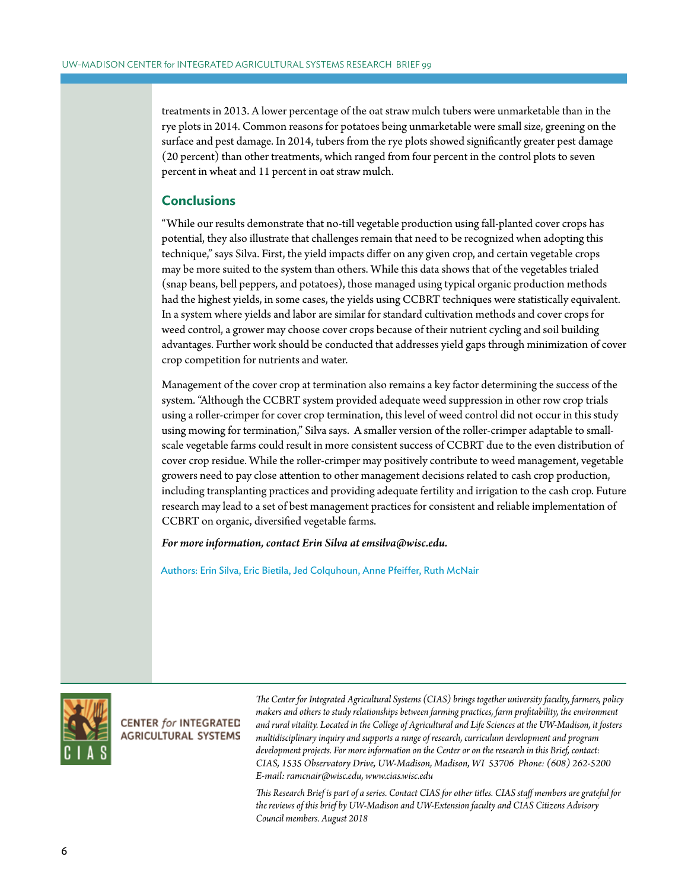treatments in 2013. A lower percentage of the oat straw mulch tubers were unmarketable than in the rye plots in 2014. Common reasons for potatoes being unmarketable were small size, greening on the surface and pest damage. In 2014, tubers from the rye plots showed significantly greater pest damage (20 percent) than other treatments, which ranged from four percent in the control plots to seven percent in wheat and 11 percent in oat straw mulch.

## Conclusions

"While our results demonstrate that no-till vegetable production using fall-planted cover crops has potential, they also illustrate that challenges remain that need to be recognized when adopting this technique," says Silva. First, the yield impacts differ on any given crop, and certain vegetable crops may be more suited to the system than others. While this data shows that of the vegetables trialed (snap beans, bell peppers, and potatoes), those managed using typical organic production methods had the highest yields, in some cases, the yields using CCBRT techniques were statistically equivalent. In a system where yields and labor are similar for standard cultivation methods and cover crops for weed control, a grower may choose cover crops because of their nutrient cycling and soil building advantages. Further work should be conducted that addresses yield gaps through minimization of cover crop competition for nutrients and water.

Management of the cover crop at termination also remains a key factor determining the success of the system. "Although the CCBRT system provided adequate weed suppression in other row crop trials using a roller-crimper for cover crop termination, this level of weed control did not occur in this study using mowing for termination," Silva says. A smaller version of the roller-crimper adaptable to small-scale vegetable farms could result in more consistent success of CCBRT due to the even distribution of cover crop residue. While the roller-crimper may positively contribute to weed management, vegetable growers need to pay close attention to other management decisions related to cash crop production, including transplanting practices and providing adequate fertility and irrigation to the cash crop. Future research may lead to a set of best management practices for consistent and reliable implementation of CCBRT on organic, diversified vegetable farms.

***For more information, contact Erin Silva at emsilva@wisc.edu.***

Authors: Erin Silva, Eric Bietila, Jed Colquhoun, Anne Pfeiffer, Ruth McNair

CENTER *for* INTEGRATED AGRICULTURAL SYSTEMS

*The Center for Integrated Agricultural Systems (CIAS) brings together university faculty, farmers, policy makers and others to study relationships between farming practices, farm profitability, the environment and rural vitality. Located in the College of Agricultural and Life Sciences at the UW-Madison, it fosters multidisciplinary inquiry and supports a range of research, curriculum development and program development projects. For more information on the Center or on the research in this Brief, contact: CIAS, 1535 Observatory Drive, UW-Madison, Madison, WI 53706 Phone: (608) 262-5200 E-mail: ramcnair@wisc.edu, www.cias.wisc.edu*

*This Research Brief is part of a series. Contact CIAS for other titles. CIAS staff members are grateful for the reviews of this brief by UW-Madison and UW-Extension faculty and CIAS Citizens Advisory Council members. August 2018*